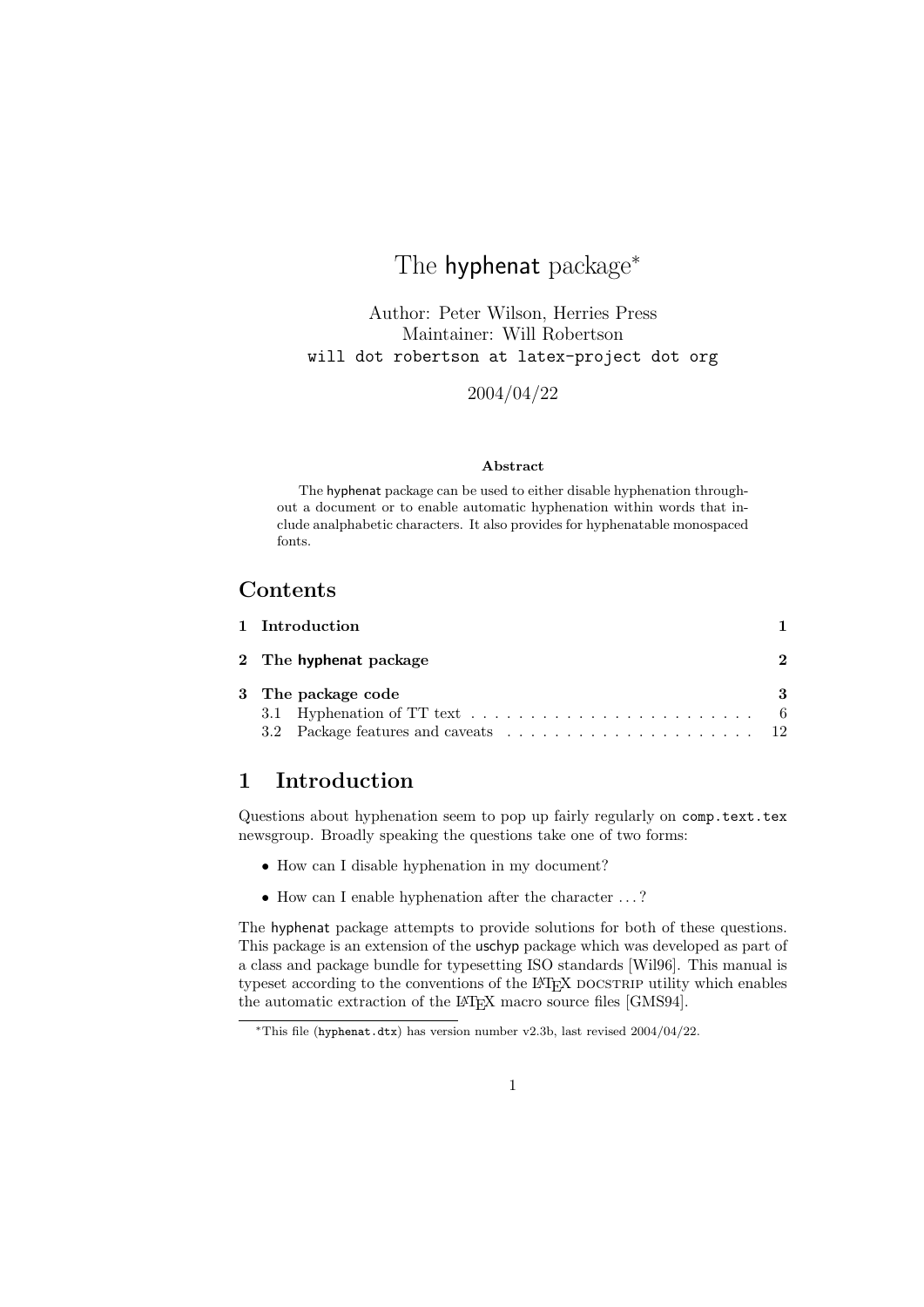# The hyphenat package*

Author: Peter Wilson, Herries Press
Maintainer: Will Robertson
will dot robertson at latex-project dot org

2004/04/22

**Abstract**

The hyphenat package can be used to either disable hyphenation throughout a document or to enable automatic hyphenation within words that include analphabetic characters. It also provides for hyphenatable monospaced fonts.

## Contents

| | | |
|---|---|---|
| **1** | **Introduction** | **1** |
| **2** | **The hyphenat package** | **2** |
| **3** | **The package code** | **3** |
| 3.1 | Hyphenation of TT text | 6 |
| 3.2 | Package features and caveats | 12 |

## 1 Introduction

Questions about hyphenation seem to pop up fairly regularly on `comp.text.tex` newsgroup. Broadly speaking the questions take one of two forms:

- How can I disable hyphenation in my document?
- How can I enable hyphenation after the character . . . ?

The hyphenat package attempts to provide solutions for both of these questions. This package is an extension of the uschyp package which was developed as part of a class and package bundle for typesetting ISO standards [Wil96]. This manual is typeset according to the conventions of the LaTeX DOCSTRIP utility which enables the automatic extraction of the LaTeX macro source files [GMS94].

*This file (`hyphenat.dtx`) has version number v2.3b, last revised 2004/04/22.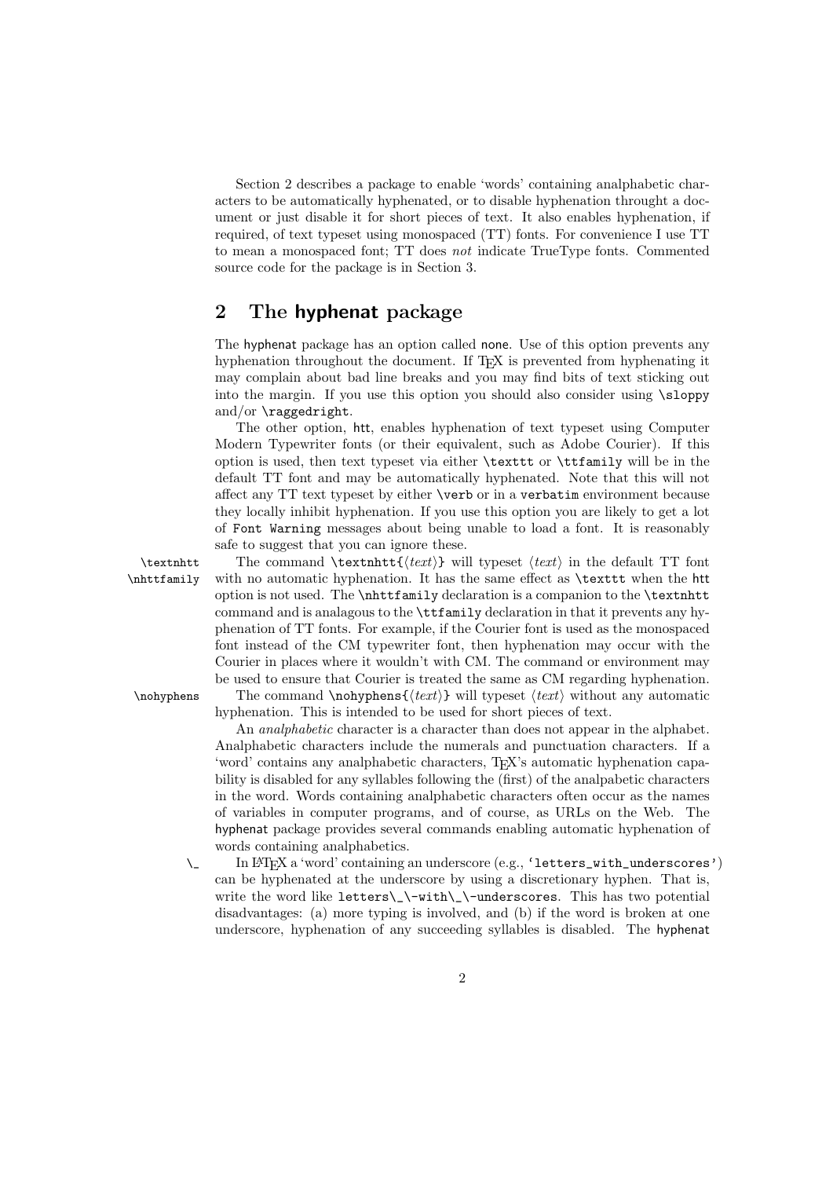Section 2 describes a package to enable 'words' containing analphabetic characters to be automatically hyphenated, or to disable hyphenation throught a document or just disable it for short pieces of text. It also enables hyphenation, if required, of text typeset using monospaced (TT) fonts. For convenience I use TT to mean a monospaced font; TT does *not* indicate TrueType fonts. Commented source code for the package is in Section 3.

## 2 The hyphenat package

The hyphenat package has an option called none. Use of this option prevents any hyphenation throughout the document. If TeX is prevented from hyphenating it may complain about bad line breaks and you may find bits of text sticking out into the margin. If you use this option you should also consider using `\sloppy` and/or `\raggedright`.

The other option, htt, enables hyphenation of text typeset using Computer Modern Typewriter fonts (or their equivalent, such as Adobe Courier). If this option is used, then text typeset via either `\texttt` or `\ttfamily` will be in the default TT font and may be automatically hyphenated. Note that this will not affect any TT text typeset by either `\verb` or in a `verbatim` environment because they locally inhibit hyphenation. If you use this option you are likely to get a lot of `Font Warning` messages about being unable to load a font. It is reasonably safe to suggest that you can ignore these.

`\textnhtt` `\nhttfamily` The command `\textnhtt{`⟨*text*⟩`}` will typeset ⟨*text*⟩ in the default TT font with no automatic hyphenation. It has the same effect as `\texttt` when the htt option is not used. The `\nhttfamily` declaration is a companion to the `\textnhtt` command and is analagous to the `\ttfamily` declaration in that it prevents any hyphenation of TT fonts. For example, if the Courier font is used as the monospaced font instead of the CM typewriter font, then hyphenation may occur with the Courier in places where it wouldn't with CM. The command or environment may be used to ensure that Courier is treated the same as CM regarding hyphenation.

`\nohyphens` The command `\nohyphens{`⟨*text*⟩`}` will typeset ⟨*text*⟩ without any automatic hyphenation. This is intended to be used for short pieces of text.

An *analphabetic* character is a character than does not appear in the alphabet. Analphabetic characters include the numerals and punctuation characters. If a 'word' contains any analphabetic characters, TeX's automatic hyphenation capability is disabled for any syllables following the (first) of the analpabetic characters in the word. Words containing analphabetic characters often occur as the names of variables in computer programs, and of course, as URLs on the Web. The hyphenat package provides several commands enabling automatic hyphenation of words containing analphabetics.

`\_` In LaTeX a 'word' containing an underscore (e.g., `'letters_with_underscores'`) can be hyphenated at the underscore by using a discretionary hyphen. That is, write the word like `letters\_\-with\_\-underscores`. This has two potential disadvantages: (a) more typing is involved, and (b) if the word is broken at one underscore, hyphenation of any succeeding syllables is disabled. The hyphenat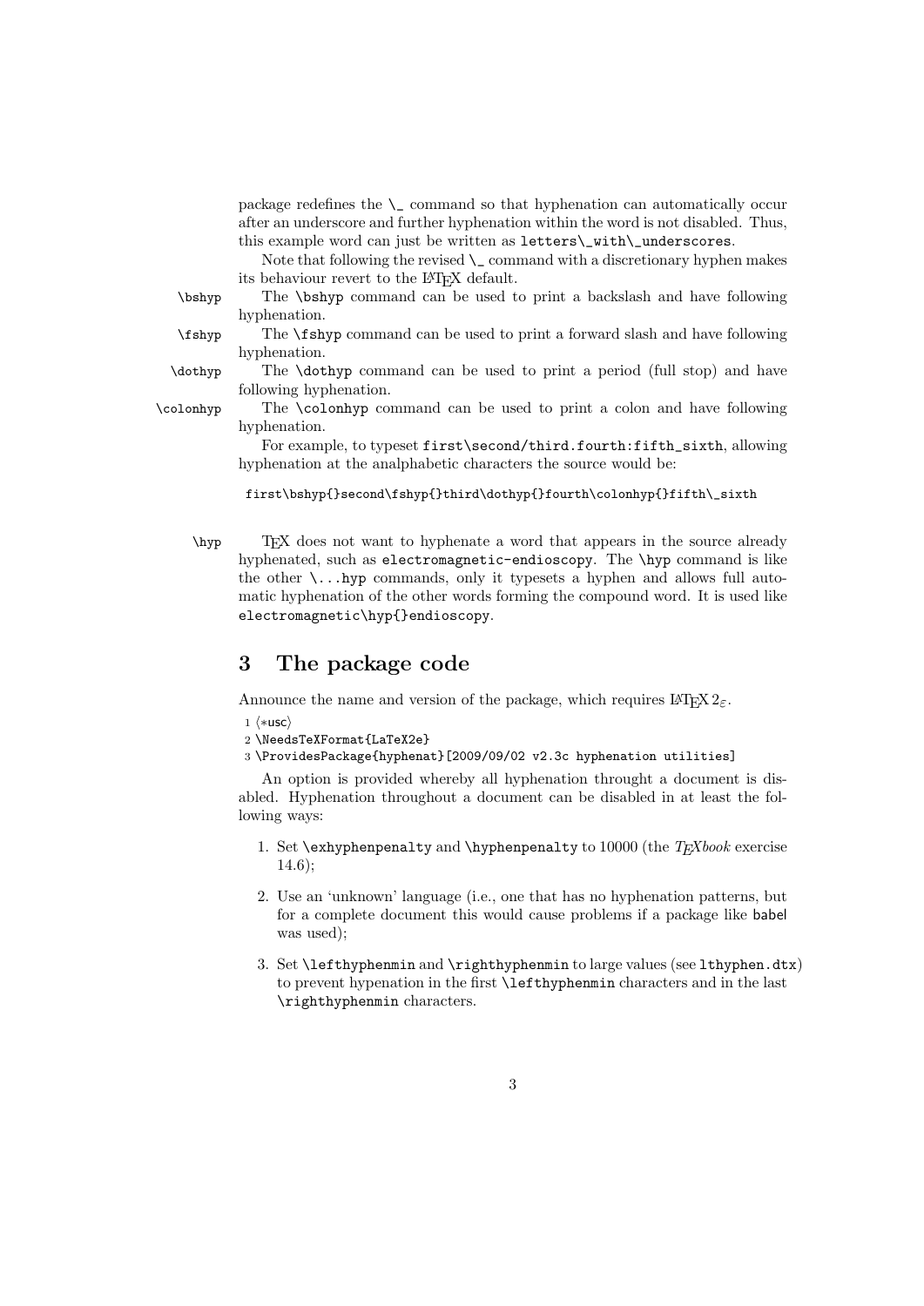package redefines the `\_` command so that hyphenation can automatically occur after an underscore and further hyphenation within the word is not disabled. Thus, this example word can just be written as `letters\_with\_underscores`.

Note that following the revised `\_` command with a discretionary hyphen makes its behaviour revert to the LaTeX default.

`\bshyp` The `\bshyp` command can be used to print a backslash and have following hyphenation.

`\fshyp` The `\fshyp` command can be used to print a forward slash and have following hyphenation.

`\dothyp` The `\dothyp` command can be used to print a period (full stop) and have following hyphenation.

`\colonhyp` The `\colonhyp` command can be used to print a colon and have following hyphenation.

For example, to typeset `first\second/third.fourth:fifth_sixth`, allowing hyphenation at the analphabetic characters the source would be:

```
first\bshyp{}second\fshyp{}third\dothyp{}fourth\colonhyp{}fifth\_sixth
```

`\hyp` TeX does not want to hyphenate a word that appears in the source already hyphenated, such as `electromagnetic-endioscopy`. The `\hyp` command is like the other `\...hyp` commands, only it typesets a hyphen and allows full automatic hyphenation of the other words forming the compound word. It is used like `electromagnetic\hyp{}endioscopy`.

## 3 The package code

Announce the name and version of the package, which requires LaTeX $2_\varepsilon$.

```
1 ⟨*usc⟩
2 \NeedsTeXFormat{LaTeX2e}
3 \ProvidesPackage{hyphenat}[2009/09/02 v2.3c hyphenation utilities]
```

An option is provided whereby all hyphenation throught a document is disabled. Hyphenation throughout a document can be disabled in at least the following ways:

1. Set `\exhyphenpenalty` and `\hyphenpenalty` to 10000 (the *TeXbook* exercise 14.6);
2. Use an 'unknown' language (i.e., one that has no hyphenation patterns, but for a complete document this would cause problems if a package like babel was used);
3. Set `\lefthyphenmin` and `\righthyphenmin` to large values (see `lthyphen.dtx`) to prevent hypenation in the first `\lefthyphenmin` characters and in the last `\righthyphenmin` characters.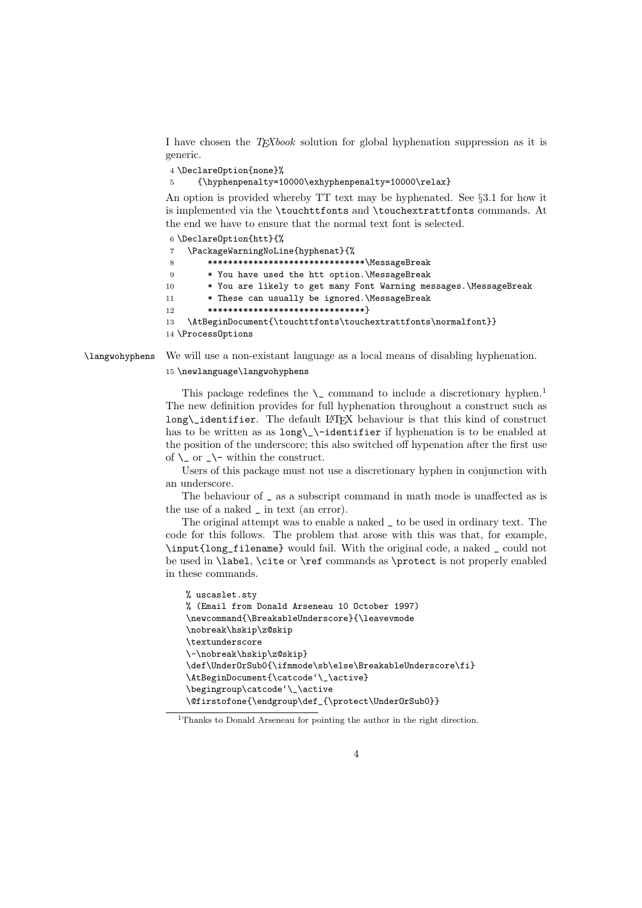I have chosen the *TEXbook* solution for global hyphenation suppression as it is generic.

```
4 \DeclareOption{none}%
5     {\hyphenpenalty=10000\exhyphenpenalty=10000\relax}
```

An option is provided whereby TT text may be hyphenated. See §3.1 for how it is implemented via the `\touchttfonts` and `\touchextrattfonts` commands. At the end we have to ensure that the normal text font is selected.

```
6 \DeclareOption{htt}{%
7   \PackageWarningNoLine{hyphenat}{%
8       *******************************\MessageBreak
9       * You have used the htt option.\MessageBreak
10      * You are likely to get many Font Warning messages.\MessageBreak
11      * These can usually be ignored.\MessageBreak
12      *******************************}
13  \AtBeginDocument{\touchttfonts\touchextrattfonts\normalfont}}
14 \ProcessOptions
```

`\langwohyphens` We will use a non-existant language as a local means of disabling hyphenation.

```
15 \newlanguage\langwohyphens
```

This package redefines the `\_` command to include a discretionary hyphen.[1] The new definition provides for full hyphenation throughout a construct such as `long\_identifier`. The default LaTeX behaviour is that this kind of construct has to be written as as `long\_\-identifier` if hyphenation is to be enabled at the position of the underscore; this also switched off hypenation after the first use of `\_` or `_\-` within the construct.

Users of this package must not use a discretionary hyphen in conjunction with an underscore.

The behaviour of `_` as a subscript command in math mode is unaffected as is the use of a naked `_` in text (an error).

The original attempt was to enable a naked `_` to be used in ordinary text. The code for this follows. The problem that arose with this was that, for example, `\input{long_filename}` would fail. With the original code, a naked `_` could not be used in `\label`, `\cite` or `\ref` commands as `\protect` is not properly enabled in these commands.

```
% uscaslet.sty
% (Email from Donald Arseneau 10 October 1997)
\newcommand{\BreakableUnderscore}{\leavevmode
\nobreak\hskip\z@skip
\textunderscore
\-\nobreak\hskip\z@skip}
\def\UnderOrSub0{\ifmmode\sb\else\BreakableUnderscore\fi}
\AtBeginDocument{\catcode`\_\active}
\begingroup\catcode`\_\active
\@firstofone{\endgroup\def_{\protect\UnderOrSub0}}
```

[1] Thanks to Donald Arseneau for pointing the author in the right direction.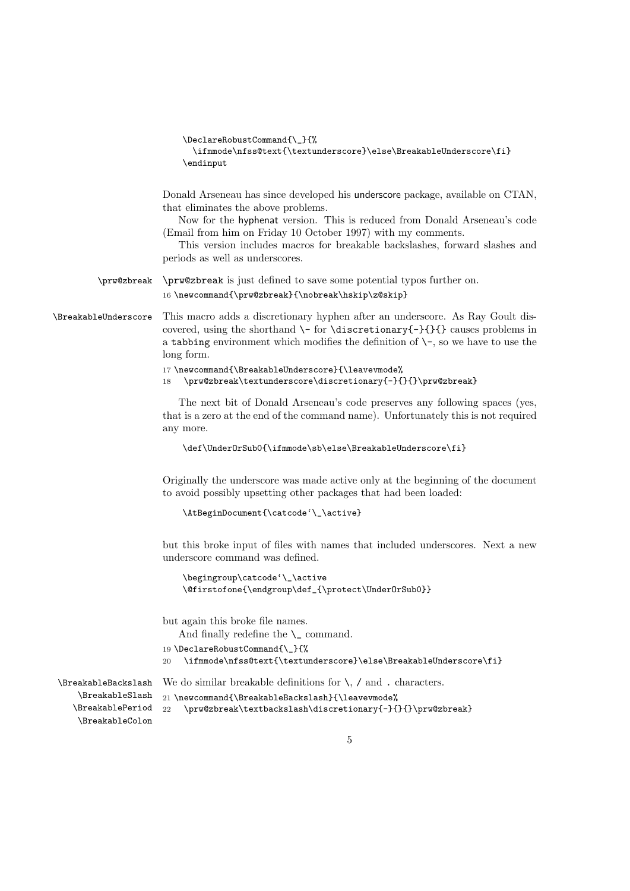```
\DeclareRobustCommand{\_}{%
  \ifmmode\nfss@text{\textunderscore}\else\BreakableUnderscore\fi}
\endinput
```

Donald Arseneau has since developed his underscore package, available on CTAN, that eliminates the above problems.

Now for the hyphenat version. This is reduced from Donald Arseneau's code (Email from him on Friday 10 October 1997) with my comments.

This version includes macros for breakable backslashes, forward slashes and periods as well as underscores.

\prw@zbreak — \prw@zbreak is just defined to save some potential typos further on.

```
16 \newcommand{\prw@zbreak}{\nobreak\hskip\z@skip}
```

\BreakableUnderscore — This macro adds a discretionary hyphen after an underscore. As Ray Goult discovered, using the shorthand \- for \discretionary{-}{}{} causes problems in a tabbing environment which modifies the definition of \-, so we have to use the long form.

```
17 \newcommand{\BreakableUnderscore}{\leavevmode%
18   \prw@zbreak\textunderscore\discretionary{-}{}{}\prw@zbreak}
```

The next bit of Donald Arseneau's code preserves any following spaces (yes, that is a zero at the end of the command name). Unfortunately this is not required any more.

```
\def\UnderOrSub0{\ifmmode\sb\else\BreakableUnderscore\fi}
```

Originally the underscore was made active only at the beginning of the document to avoid possibly upsetting other packages that had been loaded:

```
\AtBeginDocument{\catcode`\_\active}
```

but this broke input of files with names that included underscores. Next a new underscore command was defined.

```
\begingroup\catcode`\_\active
\@firstofone{\endgroup\def_{\protect\UnderOrSub0}}
```

but again this broke file names.

And finally redefine the \_ command.

```
19 \DeclareRobustCommand{\_}{%
20   \ifmmode\nfss@text{\textunderscore}\else\BreakableUnderscore\fi}
```

\BreakableBackslash, \BreakableSlash, \BreakablePeriod, \BreakableColon — We do similar breakable definitions for \, / and . characters.

```
21 \newcommand{\BreakableBackslash}{\leavevmode%
22   \prw@zbreak\textbackslash\discretionary{-}{}{}\prw@zbreak}
```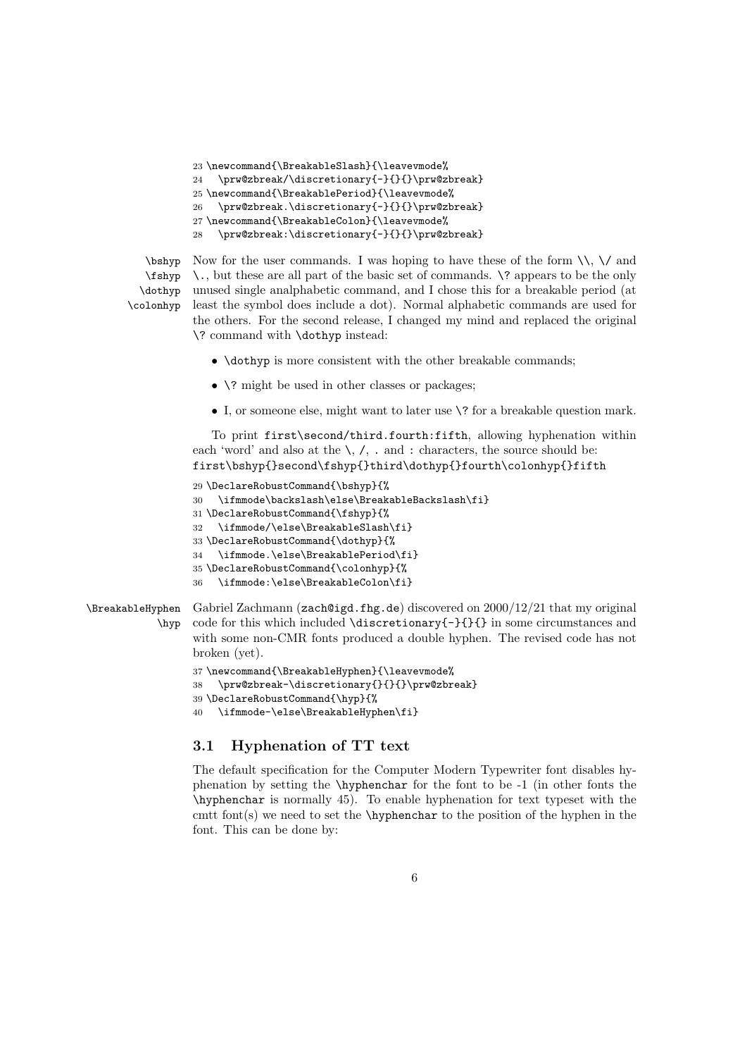```
23 \newcommand{\BreakableSlash}{\leavevmode%
24   \prw@zbreak/\discretionary{-}{}{}\prw@zbreak}
25 \newcommand{\BreakablePeriod}{\leavevmode%
26   \prw@zbreak.\discretionary{-}{}{}\prw@zbreak}
27 \newcommand{\BreakableColon}{\leavevmode%
28   \prw@zbreak:\discretionary{-}{}{}\prw@zbreak}
```

\bshyp \fshyp \dothyp \colonhyp

Now for the user commands. I was hoping to have these of the form `\\`, `\/` and `\.`, but these are all part of the basic set of commands. `\?` appears to be the only unused single analphabetic command, and I chose this for a breakable period (at least the symbol does include a dot). Normal alphabetic commands are used for the others. For the second release, I changed my mind and replaced the original `\?` command with `\dothyp` instead:

- `\dothyp` is more consistent with the other breakable commands;
- `\?` might be used in other classes or packages;
- I, or someone else, might want to later use `\?` for a breakable question mark.

To print `first\second/third.fourth:fifth`, allowing hyphenation within each 'word' and also at the `\`, `/`, `.` and `:` characters, the source should be:
`first\bshyp{}second\fshyp{}third\dothyp{}fourth\colonhyp{}fifth`

```
29 \DeclareRobustCommand{\bshyp}{%
30   \ifmmode\backslash\else\BreakableBackslash\fi}
31 \DeclareRobustCommand{\fshyp}{%
32   \ifmmode/\else\BreakableSlash\fi}
33 \DeclareRobustCommand{\dothyp}{%
34   \ifmmode.\else\BreakablePeriod\fi}
35 \DeclareRobustCommand{\colonhyp}{%
36   \ifmmode:\else\BreakableColon\fi}
```

\BreakableHyphen \hyp

Gabriel Zachmann (`zach@igd.fhg.de`) discovered on 2000/12/21 that my original code for this which included `\discretionary{-}{}{}` in some circumstances and with some non-CMR fonts produced a double hyphen. The revised code has not broken (yet).

```
37 \newcommand{\BreakableHyphen}{\leavevmode%
38   \prw@zbreak-\discretionary{}{}{}\prw@zbreak}
39 \DeclareRobustCommand{\hyp}{%
40   \ifmmode-\else\BreakableHyphen\fi}
```

### 3.1 Hyphenation of TT text

The default specification for the Computer Modern Typewriter font disables hyphenation by setting the `\hyphenchar` for the font to be -1 (in other fonts the `\hyphenchar` is normally 45). To enable hyphenation for text typeset with the cmtt font(s) we need to set the `\hyphenchar` to the position of the hyphen in the font. This can be done by: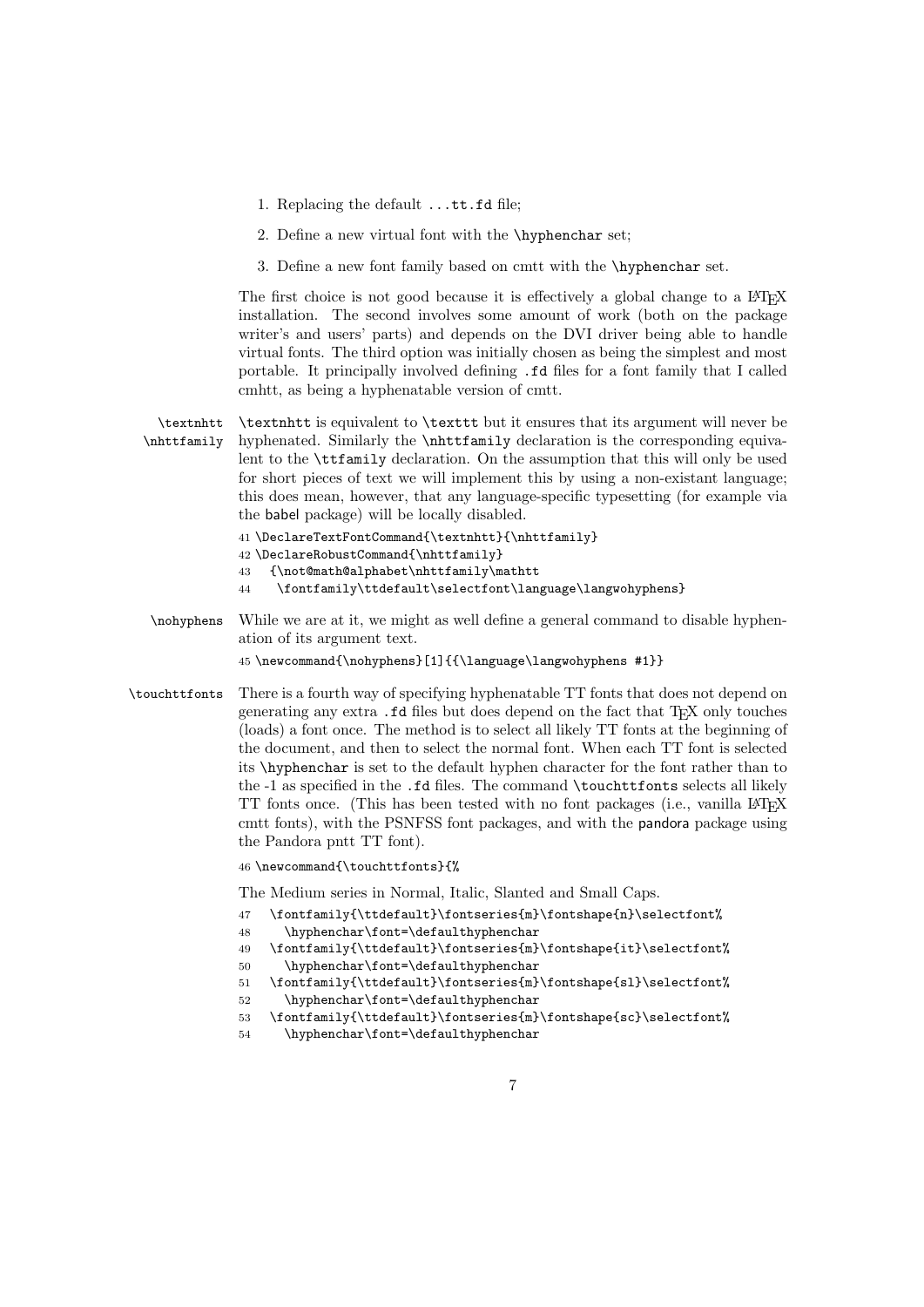1. Replacing the default `...tt.fd` file;
2. Define a new virtual font with the `\hyphenchar` set;
3. Define a new font family based on cmtt with the `\hyphenchar` set.

The first choice is not good because it is effectively a global change to a LaTeX installation. The second involves some amount of work (both on the package writer's and users' parts) and depends on the DVI driver being able to handle virtual fonts. The third option was initially chosen as being the simplest and most portable. It principally involved defining `.fd` files for a font family that I called cmhtt, as being a hyphenatable version of cmtt.

`\textnhtt` `\nhttfamily` — `\textnhtt` is equivalent to `\texttt` but it ensures that its argument will never be hyphenated. Similarly the `\nhttfamily` declaration is the corresponding equivalent to the `\ttfamily` declaration. On the assumption that this will only be used for short pieces of text we will implement this by using a non-existant language; this does mean, however, that any language-specific typesetting (for example via the babel package) will be locally disabled.

```
41 \DeclareTextFontCommand{\textnhtt}{\nhttfamily}
42 \DeclareRobustCommand{\nhttfamily}
43   {\not@math@alphabet\nhttfamily\mathtt
44    \fontfamily\ttdefault\selectfont\language\langwohyphens}
```

`\nohyphens` — While we are at it, we might as well define a general command to disable hyphenation of its argument text.

```
45 \newcommand{\nohyphens}[1]{{\language\langwohyphens #1}}
```

`\touchttfonts` — There is a fourth way of specifying hyphenatable TT fonts that does not depend on generating any extra `.fd` files but does depend on the fact that TeX only touches (loads) a font once. The method is to select all likely TT fonts at the beginning of the document, and then to select the normal font. When each TT font is selected its `\hyphenchar` is set to the default hyphen character for the font rather than to the -1 as specified in the `.fd` files. The command `\touchttfonts` selects all likely TT fonts once. (This has been tested with no font packages (i.e., vanilla LaTeX cmtt fonts), with the PSNFSS font packages, and with the pandora package using the Pandora pntt TT font).

```
46 \newcommand{\touchttfonts}{%
```

The Medium series in Normal, Italic, Slanted and Small Caps.

```
47   \fontfamily{\ttdefault}\fontseries{m}\fontshape{n}\selectfont%
48     \hyphenchar\font=\defaulthyphenchar
49   \fontfamily{\ttdefault}\fontseries{m}\fontshape{it}\selectfont%
50     \hyphenchar\font=\defaulthyphenchar
51   \fontfamily{\ttdefault}\fontseries{m}\fontshape{sl}\selectfont%
52     \hyphenchar\font=\defaulthyphenchar
53   \fontfamily{\ttdefault}\fontseries{m}\fontshape{sc}\selectfont%
54     \hyphenchar\font=\defaulthyphenchar
```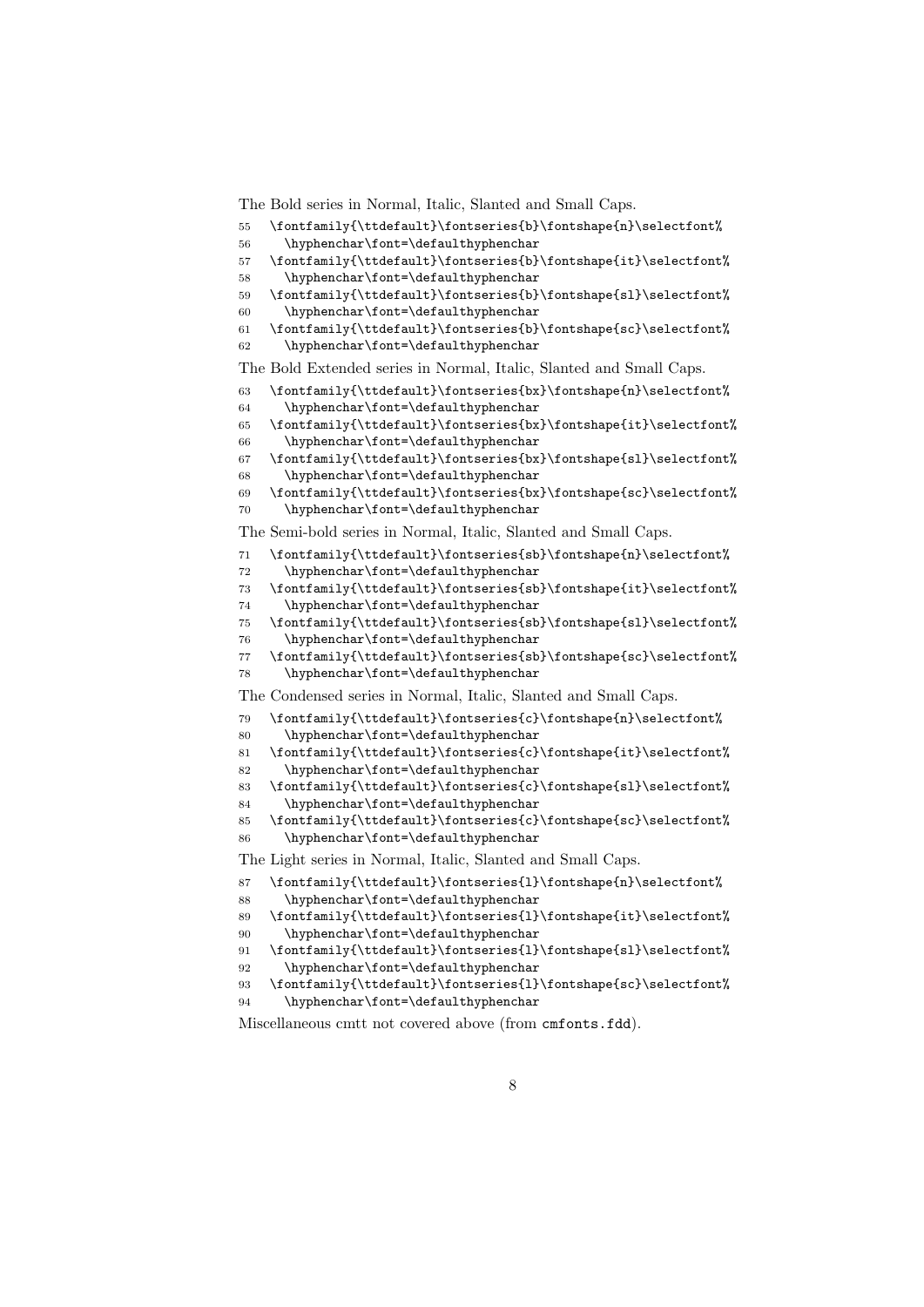The Bold series in Normal, Italic, Slanted and Small Caps.

```
55 \fontfamily{\ttdefault}\fontseries{b}\fontshape{n}\selectfont%
56   \hyphenchar\font=\defaulthyphenchar
57 \fontfamily{\ttdefault}\fontseries{b}\fontshape{it}\selectfont%
58   \hyphenchar\font=\defaulthyphenchar
59 \fontfamily{\ttdefault}\fontseries{b}\fontshape{sl}\selectfont%
60   \hyphenchar\font=\defaulthyphenchar
61 \fontfamily{\ttdefault}\fontseries{b}\fontshape{sc}\selectfont%
62   \hyphenchar\font=\defaulthyphenchar
```

The Bold Extended series in Normal, Italic, Slanted and Small Caps.

```
63 \fontfamily{\ttdefault}\fontseries{bx}\fontshape{n}\selectfont%
64   \hyphenchar\font=\defaulthyphenchar
65 \fontfamily{\ttdefault}\fontseries{bx}\fontshape{it}\selectfont%
66   \hyphenchar\font=\defaulthyphenchar
67 \fontfamily{\ttdefault}\fontseries{bx}\fontshape{sl}\selectfont%
68   \hyphenchar\font=\defaulthyphenchar
69 \fontfamily{\ttdefault}\fontseries{bx}\fontshape{sc}\selectfont%
70   \hyphenchar\font=\defaulthyphenchar
```

The Semi-bold series in Normal, Italic, Slanted and Small Caps.

```
71 \fontfamily{\ttdefault}\fontseries{sb}\fontshape{n}\selectfont%
72   \hyphenchar\font=\defaulthyphenchar
73 \fontfamily{\ttdefault}\fontseries{sb}\fontshape{it}\selectfont%
74   \hyphenchar\font=\defaulthyphenchar
75 \fontfamily{\ttdefault}\fontseries{sb}\fontshape{sl}\selectfont%
76   \hyphenchar\font=\defaulthyphenchar
77 \fontfamily{\ttdefault}\fontseries{sb}\fontshape{sc}\selectfont%
78   \hyphenchar\font=\defaulthyphenchar
```

The Condensed series in Normal, Italic, Slanted and Small Caps.

```
79 \fontfamily{\ttdefault}\fontseries{c}\fontshape{n}\selectfont%
80   \hyphenchar\font=\defaulthyphenchar
81 \fontfamily{\ttdefault}\fontseries{c}\fontshape{it}\selectfont%
82   \hyphenchar\font=\defaulthyphenchar
83 \fontfamily{\ttdefault}\fontseries{c}\fontshape{sl}\selectfont%
84   \hyphenchar\font=\defaulthyphenchar
85 \fontfamily{\ttdefault}\fontseries{c}\fontshape{sc}\selectfont%
86   \hyphenchar\font=\defaulthyphenchar
```

The Light series in Normal, Italic, Slanted and Small Caps.

```
87 \fontfamily{\ttdefault}\fontseries{l}\fontshape{n}\selectfont%
88   \hyphenchar\font=\defaulthyphenchar
89 \fontfamily{\ttdefault}\fontseries{l}\fontshape{it}\selectfont%
90   \hyphenchar\font=\defaulthyphenchar
91 \fontfamily{\ttdefault}\fontseries{l}\fontshape{sl}\selectfont%
92   \hyphenchar\font=\defaulthyphenchar
93 \fontfamily{\ttdefault}\fontseries{l}\fontshape{sc}\selectfont%
94   \hyphenchar\font=\defaulthyphenchar
```

Miscellaneous cmtt not covered above (from `cmfonts.fdd`).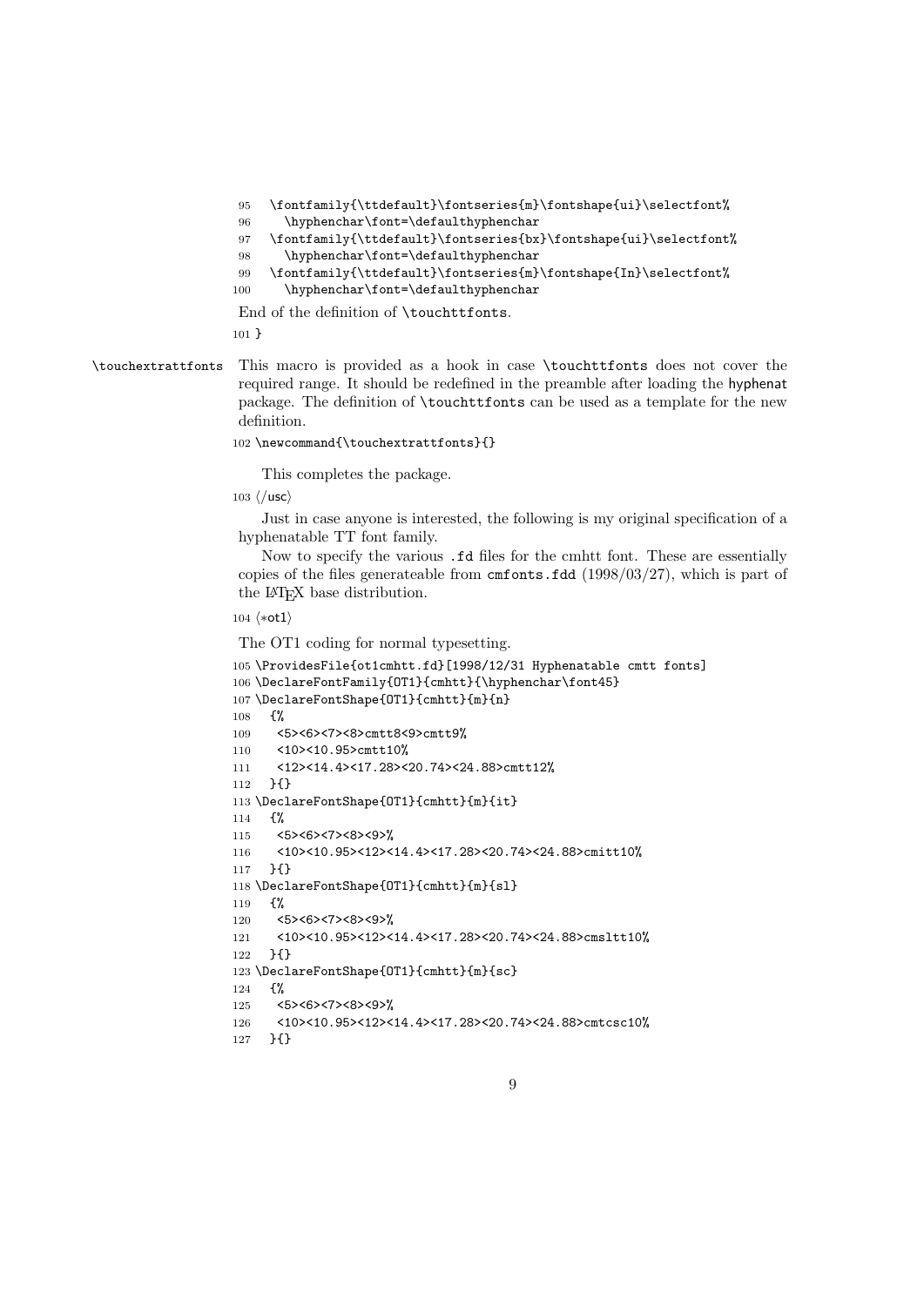```
95  \fontfamily{\ttdefault}\fontseries{m}\fontshape{ui}\selectfont%
96    \hyphenchar\font=\defaulthyphenchar
97  \fontfamily{\ttdefault}\fontseries{bx}\fontshape{ui}\selectfont%
98    \hyphenchar\font=\defaulthyphenchar
99  \fontfamily{\ttdefault}\fontseries{m}\fontshape{In}\selectfont%
100   \hyphenchar\font=\defaulthyphenchar
```

End of the definition of `\touchttfonts`.

```
101 }
```

`\touchextrattfonts` This macro is provided as a hook in case `\touchttfonts` does not cover the required range. It should be redefined in the preamble after loading the hyphenat package. The definition of `\touchttfonts` can be used as a template for the new definition.

```
102 \newcommand{\touchextrattfonts}{}
```

This completes the package.

```
103 ⟨/usc⟩
```

Just in case anyone is interested, the following is my original specification of a hyphenatable TT font family.

Now to specify the various `.fd` files for the cmhtt font. These are essentially copies of the files generateable from `cmfonts.fdd` (1998/03/27), which is part of the LaTeX base distribution.

```
104 ⟨*ot1⟩
```

The OT1 coding for normal typesetting.

```
105 \ProvidesFile{ot1cmhtt.fd}[1998/12/31 Hyphenatable cmtt fonts]
106 \DeclareFontFamily{OT1}{cmhtt}{\hyphenchar\font45}
107 \DeclareFontShape{OT1}{cmhtt}{m}{n}
108   {%
109    <5><6><7><8>cmtt8<9>cmtt9%
110    <10><10.95>cmtt10%
111    <12><14.4><17.28><20.74><24.88>cmtt12%
112   }{}
113 \DeclareFontShape{OT1}{cmhtt}{m}{it}
114   {%
115    <5><6><7><8><9>%
116    <10><10.95><12><14.4><17.28><20.74><24.88>cmitt10%
117   }{}
118 \DeclareFontShape{OT1}{cmhtt}{m}{sl}
119   {%
120    <5><6><7><8><9>%
121    <10><10.95><12><14.4><17.28><20.74><24.88>cmsltt10%
122   }{}
123 \DeclareFontShape{OT1}{cmhtt}{m}{sc}
124   {%
125    <5><6><7><8><9>%
126    <10><10.95><12><14.4><17.28><20.74><24.88>cmtcsc10%
127   }{}
```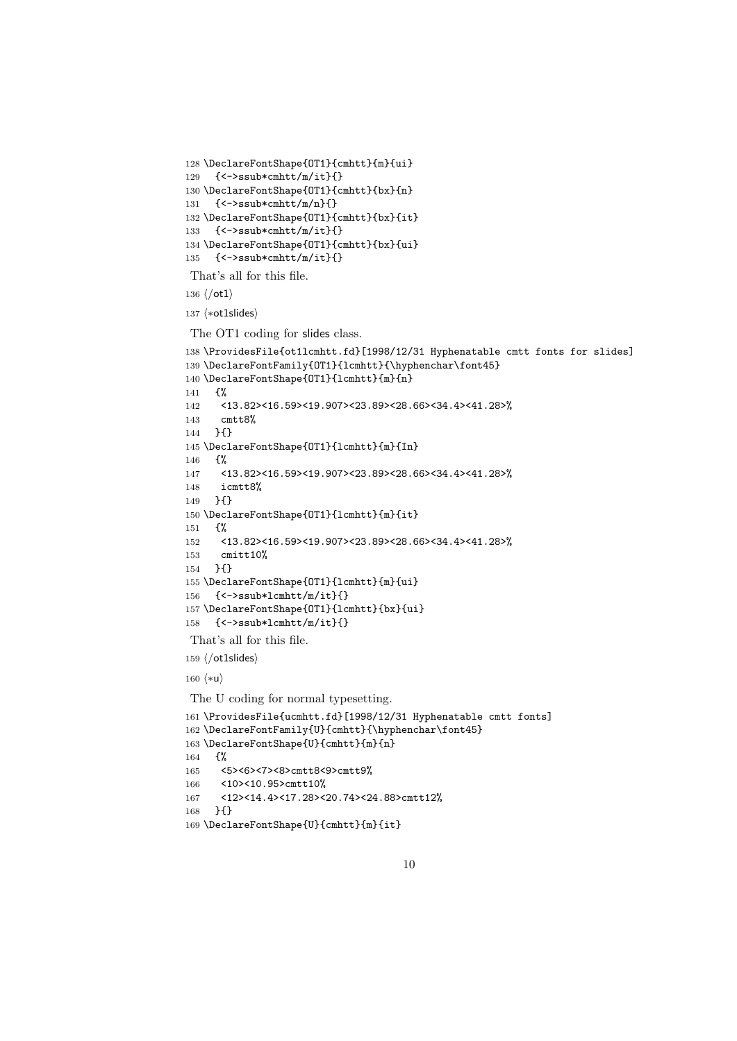```
128 \DeclareFontShape{OT1}{cmhtt}{m}{ui}
129   {<->ssub*cmhtt/m/it}{}
130 \DeclareFontShape{OT1}{cmhtt}{bx}{n}
131   {<->ssub*cmhtt/m/n}{}
132 \DeclareFontShape{OT1}{cmhtt}{bx}{it}
133   {<->ssub*cmhtt/m/it}{}
134 \DeclareFontShape{OT1}{cmhtt}{bx}{ui}
135   {<->ssub*cmhtt/m/it}{}
```

That's all for this file.

```
136 ⟨/ot1⟩
137 ⟨*ot1slides⟩
```

The OT1 coding for slides class.

```
138 \ProvidesFile{ot1lcmhtt.fd}[1998/12/31 Hyphenatable cmtt fonts for slides]
139 \DeclareFontFamily{OT1}{lcmhtt}{\hyphenchar\font45}
140 \DeclareFontShape{OT1}{lcmhtt}{m}{n}
141   {%
142    <13.82><16.59><19.907><23.89><28.66><34.4><41.28>%
143    cmtt8%
144   }{}
145 \DeclareFontShape{OT1}{lcmhtt}{m}{In}
146   {%
147    <13.82><16.59><19.907><23.89><28.66><34.4><41.28>%
148    icmtt8%
149   }{}
150 \DeclareFontShape{OT1}{lcmhtt}{m}{it}
151   {%
152    <13.82><16.59><19.907><23.89><28.66><34.4><41.28>%
153    cmitt10%
154   }{}
155 \DeclareFontShape{OT1}{lcmhtt}{m}{ui}
156   {<->ssub*lcmhtt/m/it}{}
157 \DeclareFontShape{OT1}{lcmhtt}{bx}{ui}
158   {<->ssub*lcmhtt/m/it}{}
```

That's all for this file.

```
159 ⟨/ot1slides⟩
160 ⟨*u⟩
```

The U coding for normal typesetting.

```
161 \ProvidesFile{ucmhtt.fd}[1998/12/31 Hyphenatable cmtt fonts]
162 \DeclareFontFamily{U}{cmhtt}{\hyphenchar\font45}
163 \DeclareFontShape{U}{cmhtt}{m}{n}
164   {%
165    <5><6><7><8>cmtt8<9>cmtt9%
166    <10><10.95>cmtt10%
167    <12><14.4><17.28><20.74><24.88>cmtt12%
168   }{}
169 \DeclareFontShape{U}{cmhtt}{m}{it}
```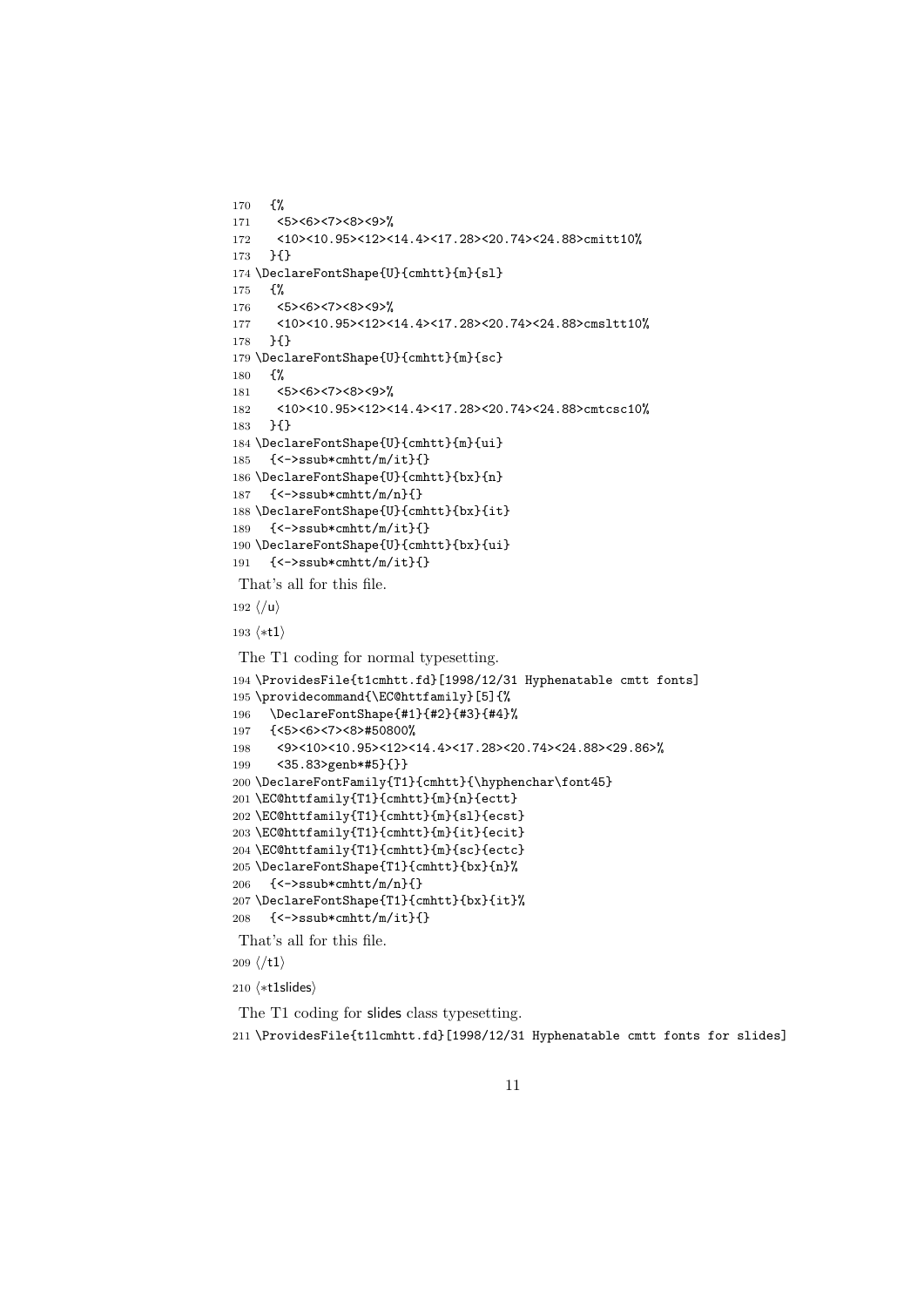```
170   {%
171    <5><6><7><8><9>%
172    <10><10.95><12><14.4><17.28><20.74><24.88>cmitt10%
173   }{}
174 \DeclareFontShape{U}{cmhtt}{m}{sl}
175   {%
176    <5><6><7><8><9>%
177    <10><10.95><12><14.4><17.28><20.74><24.88>cmsltt10%
178   }{}
179 \DeclareFontShape{U}{cmhtt}{m}{sc}
180   {%
181    <5><6><7><8><9>%
182    <10><10.95><12><14.4><17.28><20.74><24.88>cmtcsc10%
183   }{}
184 \DeclareFontShape{U}{cmhtt}{m}{ui}
185   {<->ssub*cmhtt/m/it}{}
186 \DeclareFontShape{U}{cmhtt}{bx}{n}
187   {<->ssub*cmhtt/m/n}{}
188 \DeclareFontShape{U}{cmhtt}{bx}{it}
189   {<->ssub*cmhtt/m/it}{}
190 \DeclareFontShape{U}{cmhtt}{bx}{ui}
191   {<->ssub*cmhtt/m/it}{}
```

That's all for this file.

```
192 </u>
193 <*t1>
```

The T1 coding for normal typesetting.

```
194 \ProvidesFile{t1cmhtt.fd}[1998/12/31 Hyphenatable cmtt fonts]
195 \providecommand{\EC@httfamily}[5]{%
196   \DeclareFontShape{#1}{#2}{#3}{#4}%
197   {<5><6><7><8>#50800%
198    <9><10><10.95><12><14.4><17.28><20.74><24.88><29.86>%
199    <35.83>genb*#5}{}}
200 \DeclareFontFamily{T1}{cmhtt}{\hyphenchar\font45}
201 \EC@httfamily{T1}{cmhtt}{m}{n}{ectt}
202 \EC@httfamily{T1}{cmhtt}{m}{sl}{ecst}
203 \EC@httfamily{T1}{cmhtt}{m}{it}{ecit}
204 \EC@httfamily{T1}{cmhtt}{m}{sc}{ectc}
205 \DeclareFontShape{T1}{cmhtt}{bx}{n}%
206   {<->ssub*cmhtt/m/n}{}
207 \DeclareFontShape{T1}{cmhtt}{bx}{it}%
208   {<->ssub*cmhtt/m/it}{}
```

That's all for this file.

```
209 </t1>
210 <*t1slides>
```

The T1 coding for slides class typesetting.

```
211 \ProvidesFile{t1lcmhtt.fd}[1998/12/31 Hyphenatable cmtt fonts for slides]
```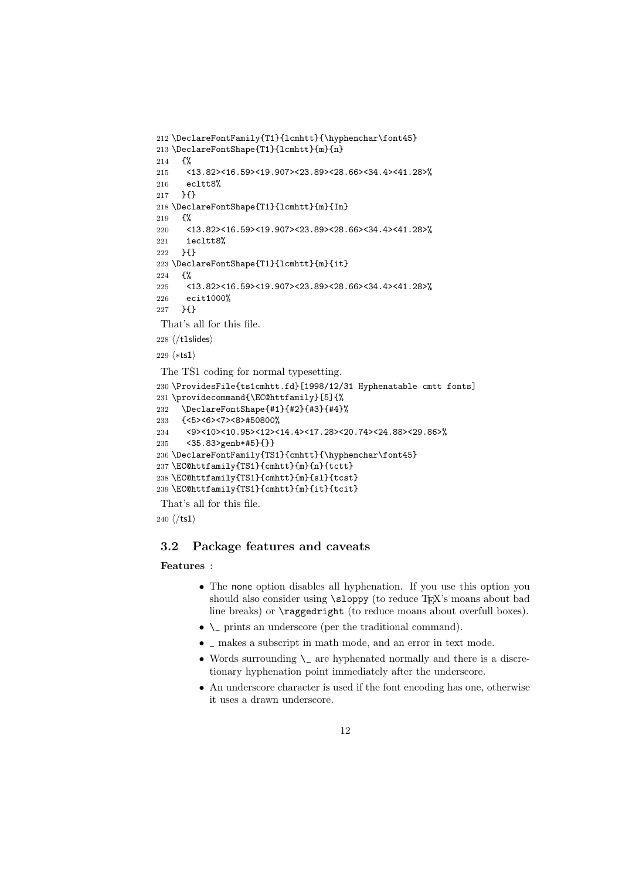```
212 \DeclareFontFamily{T1}{lcmhtt}{\hyphenchar\font45}
213 \DeclareFontShape{T1}{lcmhtt}{m}{n}
214   {%
215    <13.82><16.59><19.907><23.89><28.66><34.4><41.28>%
216    ecltt8%
217   }{}
218 \DeclareFontShape{T1}{lcmhtt}{m}{In}
219   {%
220    <13.82><16.59><19.907><23.89><28.66><34.4><41.28>%
221    iecltt8%
222   }{}
223 \DeclareFontShape{T1}{lcmhtt}{m}{it}
224   {%
225    <13.82><16.59><19.907><23.89><28.66><34.4><41.28>%
226    ecit1000%
227   }{}
```

That's all for this file.

228 ⟨/t1slides⟩

229 ⟨*ts1⟩

The TS1 coding for normal typesetting.

```
230 \ProvidesFile{ts1cmhtt.fd}[1998/12/31 Hyphenatable cmtt fonts]
231 \providecommand{\EC@httfamily}[5]{%
232   \DeclareFontShape{#1}{#2}{#3}{#4}%
233   {<5><6><7><8>#50800%
234    <9><10><10.95><12><14.4><17.28><20.74><24.88><29.86>%
235    <35.83>genb*#5}{}}
236 \DeclareFontFamily{TS1}{cmhtt}{\hyphenchar\font45}
237 \EC@httfamily{TS1}{cmhtt}{m}{n}{tctt}
238 \EC@httfamily{TS1}{cmhtt}{m}{sl}{tcst}
239 \EC@httfamily{TS1}{cmhtt}{m}{it}{tcit}
```

That's all for this file.

240 ⟨/ts1⟩

## 3.2 Package features and caveats

**Features** :

- The none option disables all hyphenation. If you use this option you should also consider using `\sloppy` (to reduce TEX's moans about bad line breaks) or `\raggedright` (to reduce moans about overfull boxes).
- `\_` prints an underscore (per the traditional command).
- `_` makes a subscript in math mode, and an error in text mode.
- Words surrounding `\_` are hyphenated normally and there is a discretionary hyphenation point immediately after the underscore.
- An underscore character is used if the font encoding has one, otherwise it uses a drawn underscore.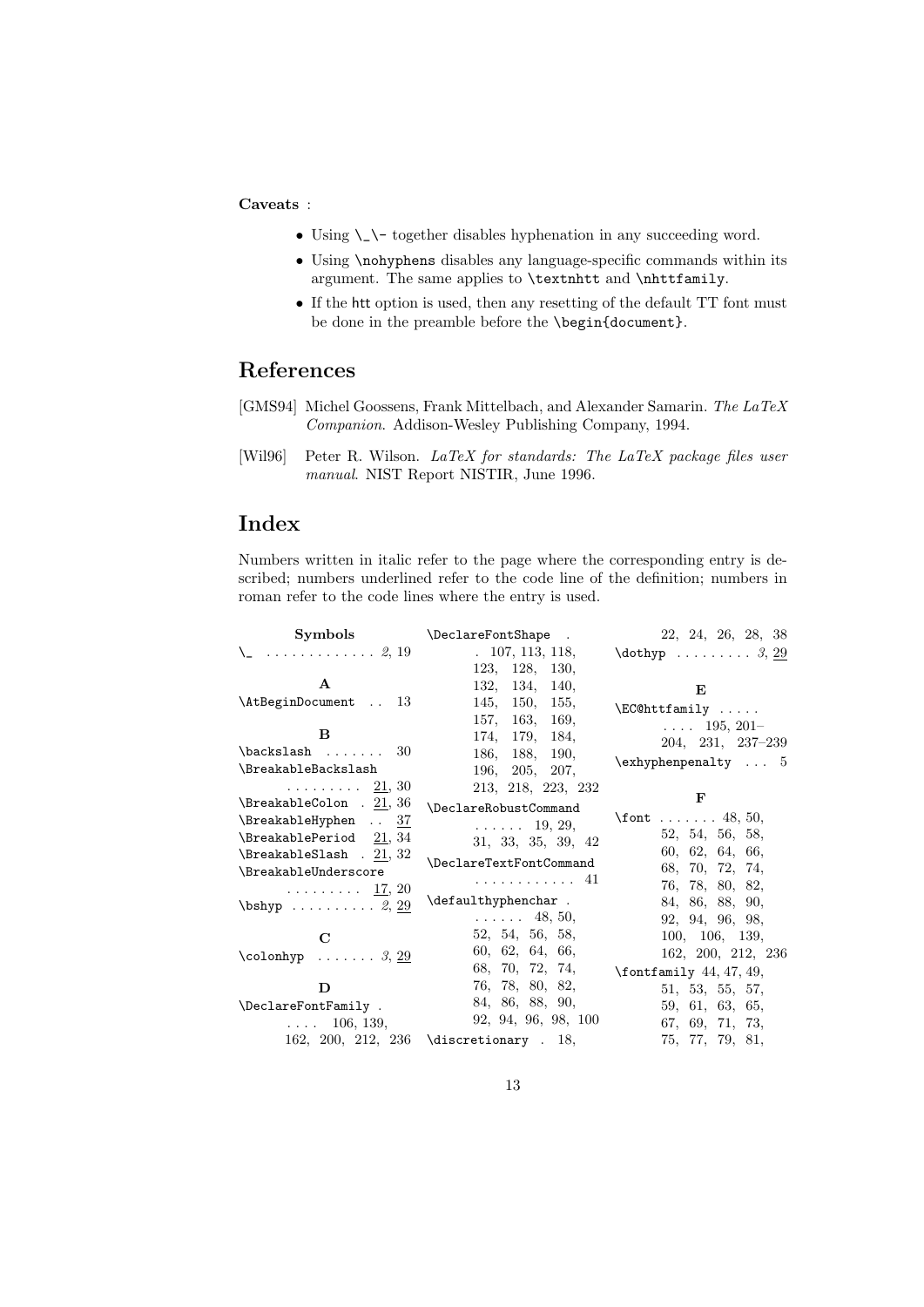**Caveats** :

- Using `\_\-` together disables hyphenation in any succeeding word.
- Using `\nohyphens` disables any language-specific commands within its argument. The same applies to `\textnhtt` and `\nhttfamily`.
- If the htt option is used, then any resetting of the default TT font must be done in the preamble before the `\begin{document}`.

## References

[GMS94] Michel Goossens, Frank Mittelbach, and Alexander Samarin. *The LaTeX Companion*. Addison-Wesley Publishing Company, 1994.

[Wil96] Peter R. Wilson. *LaTeX for standards: The LaTeX package files user manual*. NIST Report NISTIR, June 1996.

## Index

Numbers written in italic refer to the page where the corresponding entry is described; numbers underlined refer to the code line of the definition; numbers in roman refer to the code lines where the entry is used.

**Symbols**

`\_` . . . . . . . . . . . . . *2*, 19

**A**

`\AtBeginDocument` . . 13

**B**

`\backslash` . . . . . . . 30
`\BreakableBackslash` . . . . . . . . . <u>21</u>, 30
`\BreakableColon` . <u>21</u>, 36
`\BreakableHyphen` . . <u>37</u>
`\BreakablePeriod` <u>21</u>, 34
`\BreakableSlash` . <u>21</u>, 32
`\BreakableUnderscore` . . . . . . . . . <u>17</u>, 20
`\bshyp` . . . . . . . . . . *2*, <u>29</u>

**C**

`\colonhyp` . . . . . . . *3*, <u>29</u>

**D**

`\DeclareFontFamily` . . . . . 106, 139, 162, 200, 212, 236
`\DeclareFontShape` . . 107, 113, 118, 123, 128, 130, 132, 134, 140, 145, 150, 155, 157, 163, 169, 174, 179, 184, 186, 188, 190, 196, 205, 207, 213, 218, 223, 232
`\DeclareRobustCommand` . . . . . . 19, 29, 31, 33, 35, 39, 42
`\DeclareTextFontCommand` . . . . . . . . . . . . 41
`\defaulthyphenchar` . . . . . . . 48, 50, 52, 54, 56, 58, 60, 62, 64, 66, 68, 70, 72, 74, 76, 78, 80, 82, 84, 86, 88, 90, 92, 94, 96, 98, 100
`\discretionary` . 18, 22, 24, 26, 28, 38
`\dothyp` . . . . . . . . . *3*, <u>29</u>

**E**

`\EC@httfamily` . . . . . . . . 195, 201–204, 231, 237–239
`\exhyphenpenalty` . . . 5

**F**

`\font` . . . . . . . 48, 50, 52, 54, 56, 58, 60, 62, 64, 66, 68, 70, 72, 74, 76, 78, 80, 82, 84, 86, 88, 90, 92, 94, 96, 98, 100, 106, 139, 162, 200, 212, 236
`\fontfamily` 44, 47, 49, 51, 53, 55, 57, 59, 61, 63, 65, 67, 69, 71, 73, 75, 77, 79, 81,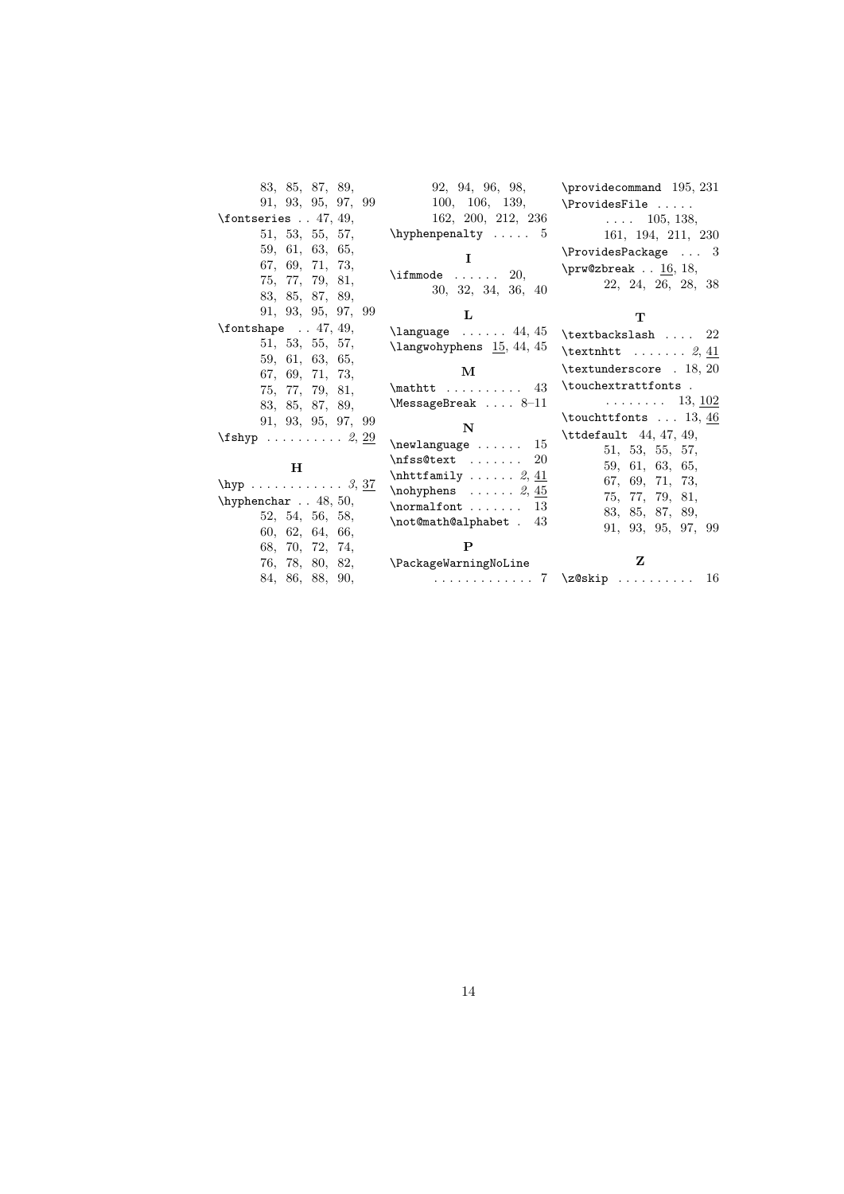83, 85, 87, 89, 91, 93, 95, 97, 99

\fontseries . . 47, 49, 51, 53, 55, 57, 59, 61, 63, 65, 67, 69, 71, 73, 75, 77, 79, 81, 83, 85, 87, 89, 91, 93, 95, 97, 99

\fontshape . . 47, 49, 51, 53, 55, 57, 59, 61, 63, 65, 67, 69, 71, 73, 75, 77, 79, 81, 83, 85, 87, 89, 91, 93, 95, 97, 99

\fshyp . . . . . . . . . . *2*, 29

**H**

\hyp . . . . . . . . . . . . *3*, 37

\hyphenchar . . 48, 50, 52, 54, 56, 58, 60, 62, 64, 66, 68, 70, 72, 74, 76, 78, 80, 82, 84, 86, 88, 90, 92, 94, 96, 98, 100, 106, 139, 162, 200, 212, 236

\hyphenpenalty . . . . . 5

**I**

\ifmmode . . . . . . 20, 30, 32, 34, 36, 40

**L**

\language . . . . . . 44, 45

\langwohyphens 15, 44, 45

**M**

\mathtt . . . . . . . . . . 43

\MessageBreak . . . . 8–11

**N**

\newlanguage . . . . . . 15

\nfss@text . . . . . . . 20

\nhttfamily . . . . . . *2*, 41

\nohyphens . . . . . . *2*, 45

\normalfont . . . . . . . 13

\not@math@alphabet . 43

**P**

\PackageWarningNoLine . . . . . . . . . . . . . 7

\providecommand 195, 231

\ProvidesFile . . . . . . . . . 105, 138, 161, 194, 211, 230

\ProvidesPackage . . . 3

\prw@zbreak . . 16, 18, 22, 24, 26, 28, 38

**T**

\textbackslash . . . . 22

\textnhtt . . . . . . . *2*, 41

\textunderscore . 18, 20

\touchextrattfonts . . . . . . . . . 13, 102

\touchttfonts . . . 13, 46

\ttdefault 44, 47, 49, 51, 53, 55, 57, 59, 61, 63, 65, 67, 69, 71, 73, 75, 77, 79, 81, 83, 85, 87, 89, 91, 93, 95, 97, 99

**Z**

\z@skip . . . . . . . . . . 16